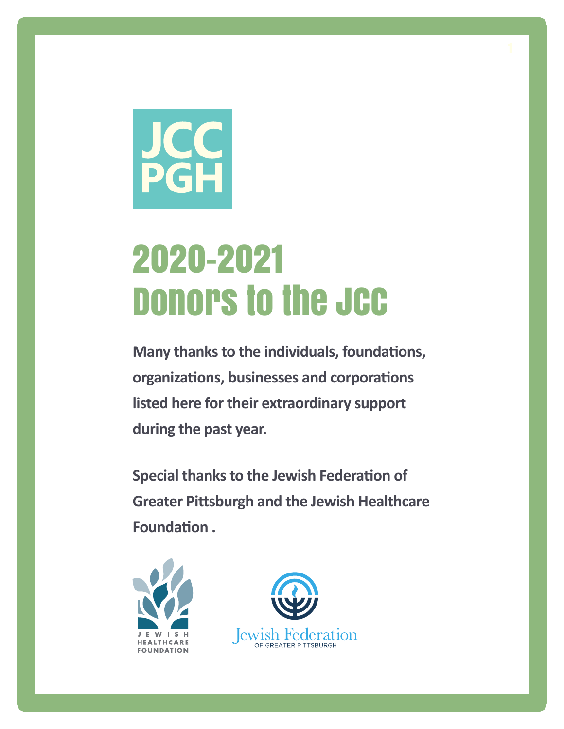JCC
PGH

# 2020-2021 Donors to the JCC

**Many thanks to the individuals, foundations, organizations, businesses and corporations listed here for their extraordinary support during the past year.**

**Special thanks to the Jewish Federation of Greater Pittsburgh and the Jewish Healthcare Foundation .**

JEWISH HEALTHCARE FOUNDATION

Jewish Federation OF GREATER PITTSBURGH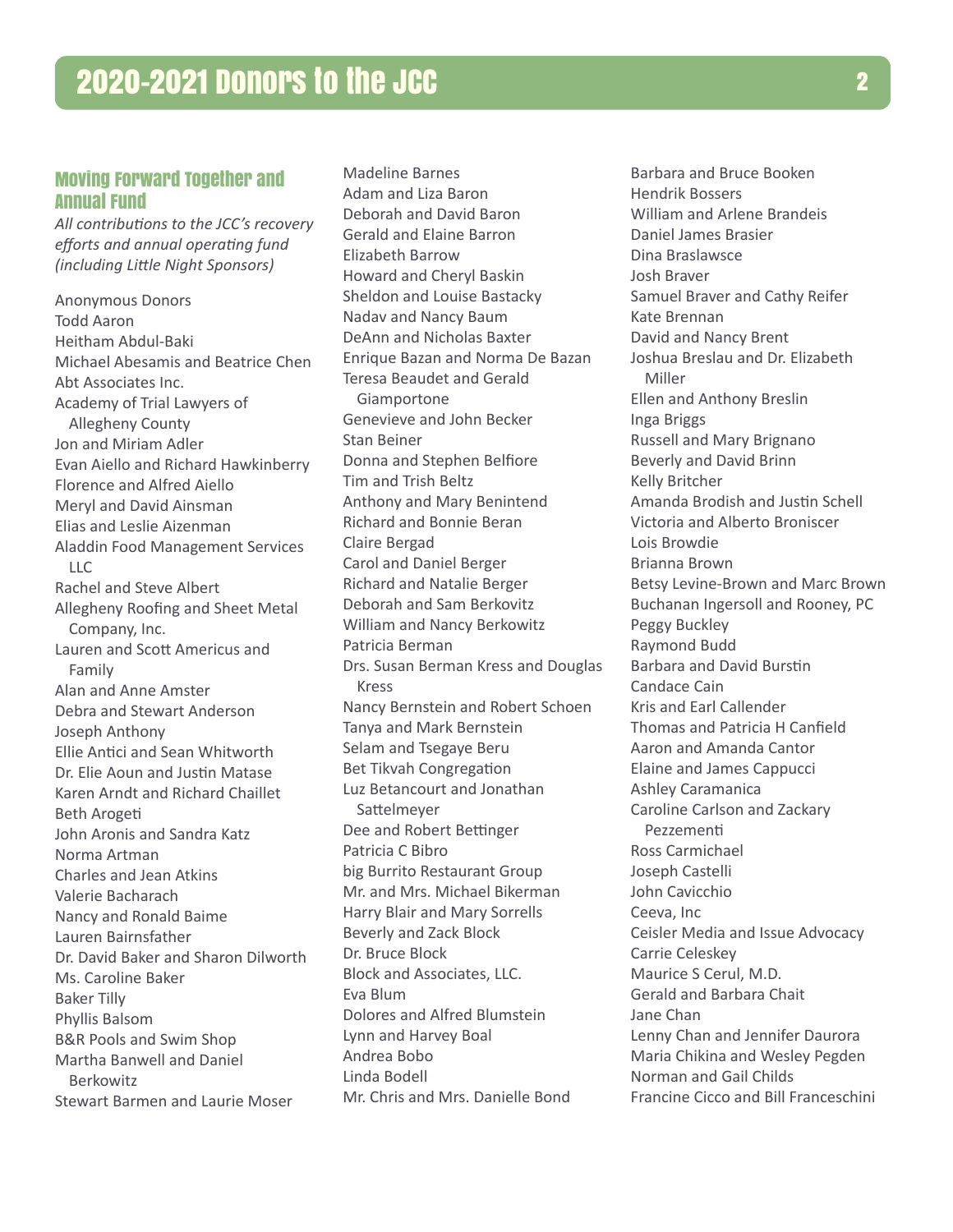# 2020-2021 Donors to the JCC

## Moving Forward Together and Annual Fund

*All contributions to the JCC's recovery efforts and annual operating fund (including Little Night Sponsors)*

Anonymous Donors
Todd Aaron
Heitham Abdul-Baki
Michael Abesamis and Beatrice Chen
Abt Associates Inc.
Academy of Trial Lawyers of Allegheny County
Jon and Miriam Adler
Evan Aiello and Richard Hawkinberry
Florence and Alfred Aiello
Meryl and David Ainsman
Elias and Leslie Aizenman
Aladdin Food Management Services LLC
Rachel and Steve Albert
Allegheny Roofing and Sheet Metal Company, Inc.
Lauren and Scott Americus and Family
Alan and Anne Amster
Debra and Stewart Anderson
Joseph Anthony
Ellie Antici and Sean Whitworth
Dr. Elie Aoun and Justin Matase
Karen Arndt and Richard Chaillet
Beth Arogeti
John Aronis and Sandra Katz
Norma Artman
Charles and Jean Atkins
Valerie Bacharach
Nancy and Ronald Baime
Lauren Bairnsfather
Dr. David Baker and Sharon Dilworth
Ms. Caroline Baker
Baker Tilly
Phyllis Balsom
B&R Pools and Swim Shop
Martha Banwell and Daniel Berkowitz
Stewart Barmen and Laurie Moser
Madeline Barnes
Adam and Liza Baron
Deborah and David Baron
Gerald and Elaine Barron
Elizabeth Barrow
Howard and Cheryl Baskin
Sheldon and Louise Bastacky
Nadav and Nancy Baum
DeAnn and Nicholas Baxter
Enrique Bazan and Norma De Bazan
Teresa Beaudet and Gerald Giamportone
Genevieve and John Becker
Stan Beiner
Donna and Stephen Belfiore
Tim and Trish Beltz
Anthony and Mary Benintend
Richard and Bonnie Beran
Claire Bergad
Carol and Daniel Berger
Richard and Natalie Berger
Deborah and Sam Berkovitz
William and Nancy Berkowitz
Patricia Berman
Drs. Susan Berman Kress and Douglas Kress
Nancy Bernstein and Robert Schoen
Tanya and Mark Bernstein
Selam and Tsegaye Beru
Bet Tikvah Congregation
Luz Betancourt and Jonathan Sattelmeyer
Dee and Robert Bettinger
Patricia C Bibro
big Burrito Restaurant Group
Mr. and Mrs. Michael Bikerman
Harry Blair and Mary Sorrells
Beverly and Zack Block
Dr. Bruce Block
Block and Associates, LLC.
Eva Blum
Dolores and Alfred Blumstein
Lynn and Harvey Boal
Andrea Bobo
Linda Bodell
Mr. Chris and Mrs. Danielle Bond
Barbara and Bruce Booken
Hendrik Bossers
William and Arlene Brandeis
Daniel James Brasier
Dina Braslawsce
Josh Braver
Samuel Braver and Cathy Reifer
Kate Brennan
David and Nancy Brent
Joshua Breslau and Dr. Elizabeth Miller
Ellen and Anthony Breslin
Inga Briggs
Russell and Mary Brignano
Beverly and David Brinn
Kelly Britcher
Amanda Brodish and Justin Schell
Victoria and Alberto Broniscer
Lois Browdie
Brianna Brown
Betsy Levine-Brown and Marc Brown
Buchanan Ingersoll and Rooney, PC
Peggy Buckley
Raymond Budd
Barbara and David Burstin
Candace Cain
Kris and Earl Callender
Thomas and Patricia H Canfield
Aaron and Amanda Cantor
Elaine and James Cappucci
Ashley Caramanica
Caroline Carlson and Zackary Pezzementi
Ross Carmichael
Joseph Castelli
John Cavicchio
Ceeva, Inc
Ceisler Media and Issue Advocacy
Carrie Celeskey
Maurice S Cerul, M.D.
Gerald and Barbara Chait
Jane Chan
Lenny Chan and Jennifer Daurora
Maria Chikina and Wesley Pegden
Norman and Gail Childs
Francine Cicco and Bill Franceschini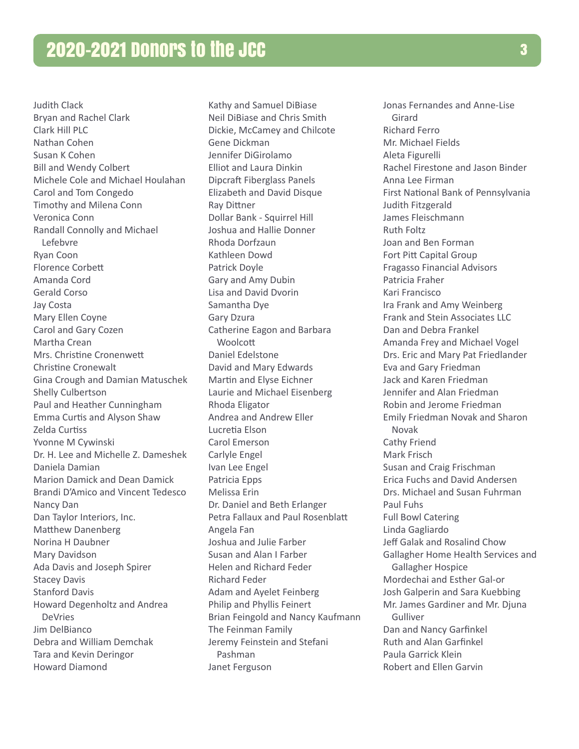# 2020-2021 Donors to the JCC

Judith Clack
Bryan and Rachel Clark
Clark Hill PLC
Nathan Cohen
Susan K Cohen
Bill and Wendy Colbert
Michele Cole and Michael Houlahan
Carol and Tom Congedo
Timothy and Milena Conn
Veronica Conn
Randall Connolly and Michael Lefebvre
Ryan Coon
Florence Corbett
Amanda Cord
Gerald Corso
Jay Costa
Mary Ellen Coyne
Carol and Gary Cozen
Martha Crean
Mrs. Christine Cronenwett
Christine Cronewalt
Gina Crough and Damian Matuschek
Shelly Culbertson
Paul and Heather Cunningham
Emma Curtis and Alyson Shaw
Zelda Curtiss
Yvonne M Cywinski
Dr. H. Lee and Michelle Z. Dameshek
Daniela Damian
Marion Damick and Dean Damick
Brandi D'Amico and Vincent Tedesco
Nancy Dan
Dan Taylor Interiors, Inc.
Matthew Danenberg
Norina H Daubner
Mary Davidson
Ada Davis and Joseph Spirer
Stacey Davis
Stanford Davis
Howard Degenholtz and Andrea DeVries
Jim DelBianco
Debra and William Demchak
Tara and Kevin Deringor
Howard Diamond
Kathy and Samuel DiBiase
Neil DiBiase and Chris Smith
Dickie, McCamey and Chilcote
Gene Dickman
Jennifer DiGirolamo
Elliot and Laura Dinkin
Dipcraft Fiberglass Panels
Elizabeth and David Disque
Ray Dittner
Dollar Bank - Squirrel Hill
Joshua and Hallie Donner
Rhoda Dorfzaun
Kathleen Dowd
Patrick Doyle
Gary and Amy Dubin
Lisa and David Dvorin
Samantha Dye
Gary Dzura
Catherine Eagon and Barbara Woolcott
Daniel Edelstone
David and Mary Edwards
Martin and Elyse Eichner
Laurie and Michael Eisenberg
Rhoda Eligator
Andrea and Andrew Eller
Lucretia Elson
Carol Emerson
Carlyle Engel
Ivan Lee Engel
Patricia Epps
Melissa Erin
Dr. Daniel and Beth Erlanger
Petra Fallaux and Paul Rosenblatt
Angela Fan
Joshua and Julie Farber
Susan and Alan I Farber
Helen and Richard Feder
Richard Feder
Adam and Ayelet Feinberg
Philip and Phyllis Feinert
Brian Feingold and Nancy Kaufmann
The Feinman Family
Jeremy Feinstein and Stefani Pashman
Janet Ferguson
Jonas Fernandes and Anne-Lise Girard
Richard Ferro
Mr. Michael Fields
Aleta Figurelli
Rachel Firestone and Jason Binder
Anna Lee Firman
First National Bank of Pennsylvania
Judith Fitzgerald
James Fleischmann
Ruth Foltz
Joan and Ben Forman
Fort Pitt Capital Group
Fragasso Financial Advisors
Patricia Fraher
Kari Francisco
Ira Frank and Amy Weinberg
Frank and Stein Associates LLC
Dan and Debra Frankel
Amanda Frey and Michael Vogel
Drs. Eric and Mary Pat Friedlander
Eva and Gary Friedman
Jack and Karen Friedman
Jennifer and Alan Friedman
Robin and Jerome Friedman
Emily Friedman Novak and Sharon Novak
Cathy Friend
Mark Frisch
Susan and Craig Frischman
Erica Fuchs and David Andersen
Drs. Michael and Susan Fuhrman
Paul Fuhs
Full Bowl Catering
Linda Gagliardo
Jeff Galak and Rosalind Chow
Gallagher Home Health Services and Gallagher Hospice
Mordechai and Esther Gal-or
Josh Galperin and Sara Kuebbing
Mr. James Gardiner and Mr. Djuna Gulliver
Dan and Nancy Garfinkel
Ruth and Alan Garfinkel
Paula Garrick Klein
Robert and Ellen Garvin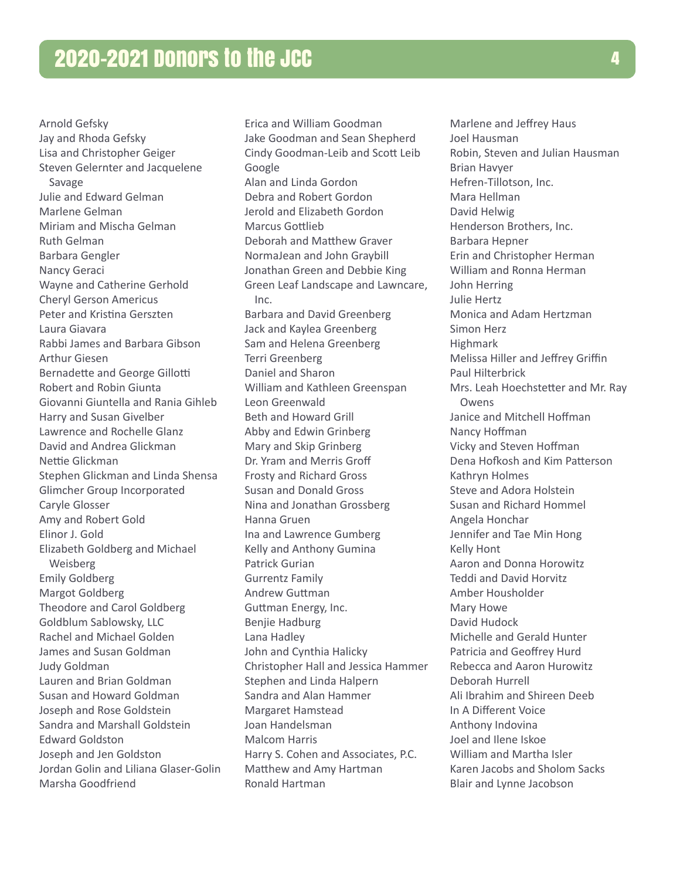# 2020-2021 Donors to the JCC

Arnold Gefsky
Jay and Rhoda Gefsky
Lisa and Christopher Geiger
Steven Gelernter and Jacquelene Savage
Julie and Edward Gelman
Marlene Gelman
Miriam and Mischa Gelman
Ruth Gelman
Barbara Gengler
Nancy Geraci
Wayne and Catherine Gerhold
Cheryl Gerson Americus
Peter and Kristina Gerszten
Laura Giavara
Rabbi James and Barbara Gibson
Arthur Giesen
Bernadette and George Gillotti
Robert and Robin Giunta
Giovanni Giuntella and Rania Gihleb
Harry and Susan Givelber
Lawrence and Rochelle Glanz
David and Andrea Glickman
Nettie Glickman
Stephen Glickman and Linda Shensa
Glimcher Group Incorporated
Caryle Glosser
Amy and Robert Gold
Elinor J. Gold
Elizabeth Goldberg and Michael Weisberg
Emily Goldberg
Margot Goldberg
Theodore and Carol Goldberg
Goldblum Sablowsky, LLC
Rachel and Michael Golden
James and Susan Goldman
Judy Goldman
Lauren and Brian Goldman
Susan and Howard Goldman
Joseph and Rose Goldstein
Sandra and Marshall Goldstein
Edward Goldston
Joseph and Jen Goldston
Jordan Golin and Liliana Glaser-Golin
Marsha Goodfriend
Erica and William Goodman
Jake Goodman and Sean Shepherd
Cindy Goodman-Leib and Scott Leib
Google
Alan and Linda Gordon
Debra and Robert Gordon
Jerold and Elizabeth Gordon
Marcus Gottlieb
Deborah and Matthew Graver
NormaJean and John Graybill
Jonathan Green and Debbie King
Green Leaf Landscape and Lawncare, Inc.
Barbara and David Greenberg
Jack and Kaylea Greenberg
Sam and Helena Greenberg
Terri Greenberg
Daniel and Sharon
William and Kathleen Greenspan
Leon Greenwald
Beth and Howard Grill
Abby and Edwin Grinberg
Mary and Skip Grinberg
Dr. Yram and Merris Groff
Frosty and Richard Gross
Susan and Donald Gross
Nina and Jonathan Grossberg
Hanna Gruen
Ina and Lawrence Gumberg
Kelly and Anthony Gumina
Patrick Gurian
Gurrentz Family
Andrew Guttman
Guttman Energy, Inc.
Benjie Hadburg
Lana Hadley
John and Cynthia Halicky
Christopher Hall and Jessica Hammer
Stephen and Linda Halpern
Sandra and Alan Hammer
Margaret Hamstead
Joan Handelsman
Malcom Harris
Harry S. Cohen and Associates, P.C.
Matthew and Amy Hartman
Ronald Hartman
Marlene and Jeffrey Haus
Joel Hausman
Robin, Steven and Julian Hausman
Brian Havyer
Hefren-Tillotson, Inc.
Mara Hellman
David Helwig
Henderson Brothers, Inc.
Barbara Hepner
Erin and Christopher Herman
William and Ronna Herman
John Herring
Julie Hertz
Monica and Adam Hertzman
Simon Herz
Highmark
Melissa Hiller and Jeffrey Griffin
Paul Hilterbrick
Mrs. Leah Hoechstetter and Mr. Ray Owens
Janice and Mitchell Hoffman
Nancy Hoffman
Vicky and Steven Hoffman
Dena Hofkosh and Kim Patterson
Kathryn Holmes
Steve and Adora Holstein
Susan and Richard Hommel
Angela Honchar
Jennifer and Tae Min Hong
Kelly Hont
Aaron and Donna Horowitz
Teddi and David Horvitz
Amber Housholder
Mary Howe
David Hudock
Michelle and Gerald Hunter
Patricia and Geoffrey Hurd
Rebecca and Aaron Hurowitz
Deborah Hurrell
Ali Ibrahim and Shireen Deeb
In A Different Voice
Anthony Indovina
Joel and Ilene Iskoe
William and Martha Isler
Karen Jacobs and Sholom Sacks
Blair and Lynne Jacobson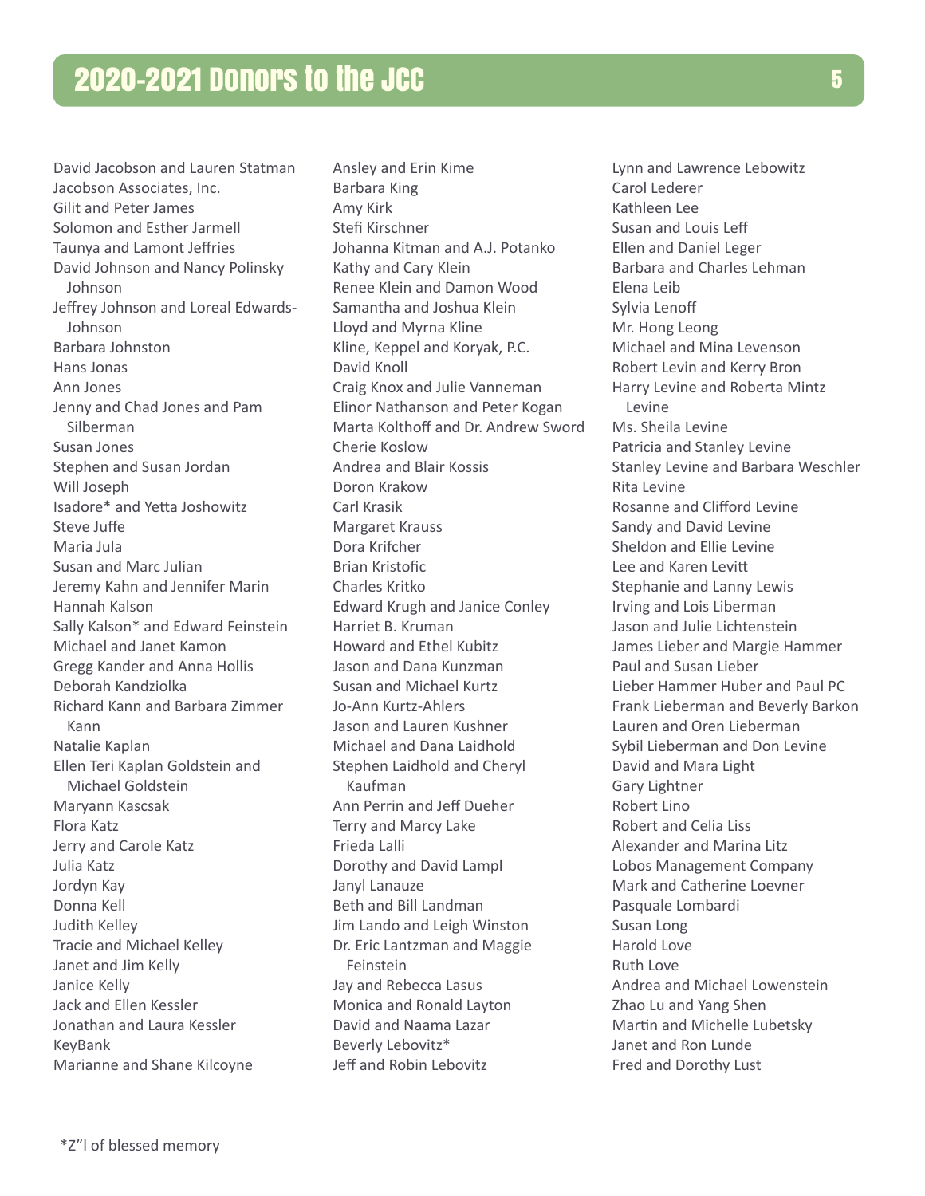## 2020-2021 Donors to the JCC

David Jacobson and Lauren Statman
Jacobson Associates, Inc.
Gilit and Peter James
Solomon and Esther Jarmell
Taunya and Lamont Jeffries
David Johnson and Nancy Polinsky Johnson
Jeffrey Johnson and Loreal Edwards-Johnson
Barbara Johnston
Hans Jonas
Ann Jones
Jenny and Chad Jones and Pam Silberman
Susan Jones
Stephen and Susan Jordan
Will Joseph
Isadore* and Yetta Joshowitz
Steve Juffe
Maria Jula
Susan and Marc Julian
Jeremy Kahn and Jennifer Marin
Hannah Kalson
Sally Kalson* and Edward Feinstein
Michael and Janet Kamon
Gregg Kander and Anna Hollis
Deborah Kandziolka
Richard Kann and Barbara Zimmer Kann
Natalie Kaplan
Ellen Teri Kaplan Goldstein and Michael Goldstein
Maryann Kascsak
Flora Katz
Jerry and Carole Katz
Julia Katz
Jordyn Kay
Donna Kell
Judith Kelley
Tracie and Michael Kelley
Janet and Jim Kelly
Janice Kelly
Jack and Ellen Kessler
Jonathan and Laura Kessler
KeyBank
Marianne and Shane Kilcoyne
Ansley and Erin Kime
Barbara King
Amy Kirk
Stefi Kirschner
Johanna Kitman and A.J. Potanko
Kathy and Cary Klein
Renee Klein and Damon Wood
Samantha and Joshua Klein
Lloyd and Myrna Kline
Kline, Keppel and Koryak, P.C.
David Knoll
Craig Knox and Julie Vanneman
Elinor Nathanson and Peter Kogan
Marta Kolthoff and Dr. Andrew Sword
Cherie Koslow
Andrea and Blair Kossis
Doron Krakow
Carl Krasik
Margaret Krauss
Dora Krifcher
Brian Kristofic
Charles Kritko
Edward Krugh and Janice Conley
Harriet B. Kruman
Howard and Ethel Kubitz
Jason and Dana Kunzman
Susan and Michael Kurtz
Jo-Ann Kurtz-Ahlers
Jason and Lauren Kushner
Michael and Dana Laidhold
Stephen Laidhold and Cheryl Kaufman
Ann Perrin and Jeff Dueher
Terry and Marcy Lake
Frieda Lalli
Dorothy and David Lampl
Janyl Lanauze
Beth and Bill Landman
Jim Lando and Leigh Winston
Dr. Eric Lantzman and Maggie Feinstein
Jay and Rebecca Lasus
Monica and Ronald Layton
David and Naama Lazar
Beverly Lebovitz*
Jeff and Robin Lebovitz
Lynn and Lawrence Lebowitz
Carol Lederer
Kathleen Lee
Susan and Louis Leff
Ellen and Daniel Leger
Barbara and Charles Lehman
Elena Leib
Sylvia Lenoff
Mr. Hong Leong
Michael and Mina Levenson
Robert Levin and Kerry Bron
Harry Levine and Roberta Mintz Levine
Ms. Sheila Levine
Patricia and Stanley Levine
Stanley Levine and Barbara Weschler
Rita Levine
Rosanne and Clifford Levine
Sandy and David Levine
Sheldon and Ellie Levine
Lee and Karen Levitt
Stephanie and Lanny Lewis
Irving and Lois Liberman
Jason and Julie Lichtenstein
James Lieber and Margie Hammer
Paul and Susan Lieber
Lieber Hammer Huber and Paul PC
Frank Lieberman and Beverly Barkon
Lauren and Oren Lieberman
Sybil Lieberman and Don Levine
David and Mara Light
Gary Lightner
Robert Lino
Robert and Celia Liss
Alexander and Marina Litz
Lobos Management Company
Mark and Catherine Loevner
Pasquale Lombardi
Susan Long
Harold Love
Ruth Love
Andrea and Michael Lowenstein
Zhao Lu and Yang Shen
Martin and Michelle Lubetsky
Janet and Ron Lunde
Fred and Dorothy Lust

*Z"l of blessed memory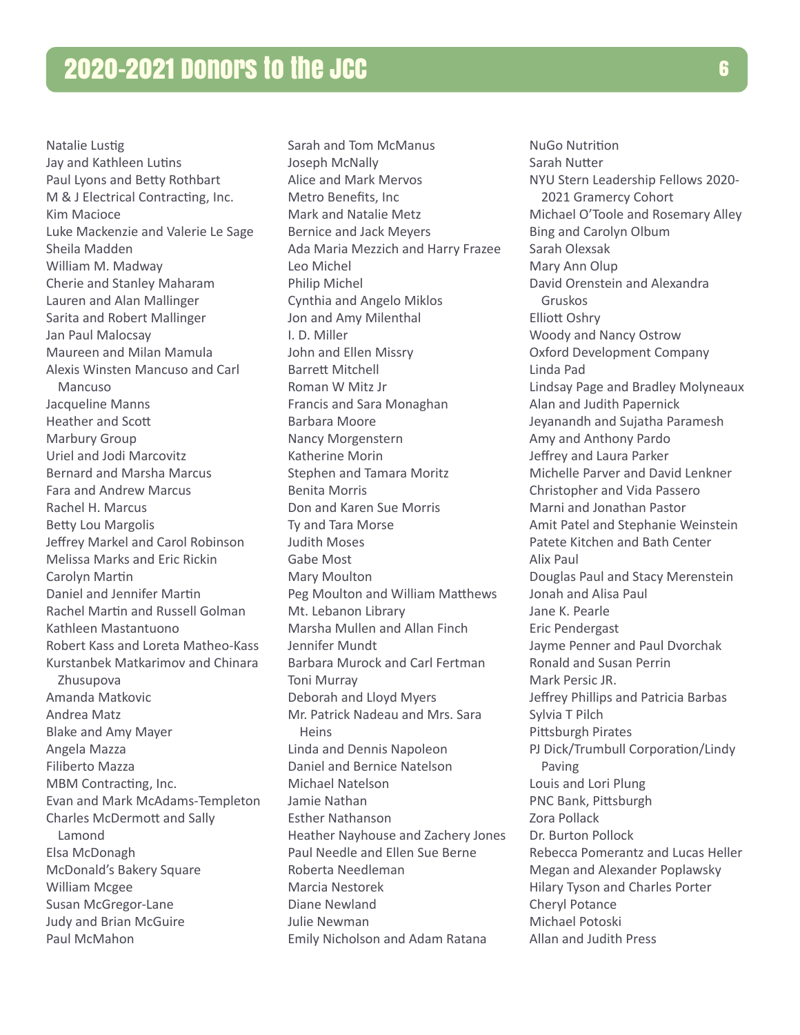# 2020-2021 Donors to the JCC

Natalie Lustig
Jay and Kathleen Lutins
Paul Lyons and Betty Rothbart
M & J Electrical Contracting, Inc.
Kim Macioce
Luke Mackenzie and Valerie Le Sage
Sheila Madden
William M. Madway
Cherie and Stanley Maharam
Lauren and Alan Mallinger
Sarita and Robert Mallinger
Jan Paul Malocsay
Maureen and Milan Mamula
Alexis Winsten Mancuso and Carl Mancuso
Jacqueline Manns
Heather and Scott
Marbury Group
Uriel and Jodi Marcovitz
Bernard and Marsha Marcus
Fara and Andrew Marcus
Rachel H. Marcus
Betty Lou Margolis
Jeffrey Markel and Carol Robinson
Melissa Marks and Eric Rickin
Carolyn Martin
Daniel and Jennifer Martin
Rachel Martin and Russell Golman
Kathleen Mastantuono
Robert Kass and Loreta Matheo-Kass
Kurstanbek Matkarimov and Chinara Zhusupova
Amanda Matkovic
Andrea Matz
Blake and Amy Mayer
Angela Mazza
Filiberto Mazza
MBM Contracting, Inc.
Evan and Mark McAdams-Templeton
Charles McDermott and Sally Lamond
Elsa McDonagh
McDonald's Bakery Square
William Mcgee
Susan McGregor-Lane
Judy and Brian McGuire
Paul McMahon
Sarah and Tom McManus
Joseph McNally
Alice and Mark Mervos
Metro Benefits, Inc
Mark and Natalie Metz
Bernice and Jack Meyers
Ada Maria Mezzich and Harry Frazee
Leo Michel
Philip Michel
Cynthia and Angelo Miklos
Jon and Amy Milenthal
I. D. Miller
John and Ellen Missry
Barrett Mitchell
Roman W Mitz Jr
Francis and Sara Monaghan
Barbara Moore
Nancy Morgenstern
Katherine Morin
Stephen and Tamara Moritz
Benita Morris
Don and Karen Sue Morris
Ty and Tara Morse
Judith Moses
Gabe Most
Mary Moulton
Peg Moulton and William Matthews
Mt. Lebanon Library
Marsha Mullen and Allan Finch
Jennifer Mundt
Barbara Murock and Carl Fertman
Toni Murray
Deborah and Lloyd Myers
Mr. Patrick Nadeau and Mrs. Sara Heins
Linda and Dennis Napoleon
Daniel and Bernice Natelson
Michael Natelson
Jamie Nathan
Esther Nathanson
Heather Nayhouse and Zachery Jones
Paul Needle and Ellen Sue Berne
Roberta Needleman
Marcia Nestorek
Diane Newland
Julie Newman
Emily Nicholson and Adam Ratana
NuGo Nutrition
Sarah Nutter
NYU Stern Leadership Fellows 2020-2021 Gramercy Cohort
Michael O'Toole and Rosemary Alley
Bing and Carolyn Olbum
Sarah Olexsak
Mary Ann Olup
David Orenstein and Alexandra Gruskos
Elliott Oshry
Woody and Nancy Ostrow
Oxford Development Company
Linda Pad
Lindsay Page and Bradley Molyneaux
Alan and Judith Papernick
Jeyanandh and Sujatha Paramesh
Amy and Anthony Pardo
Jeffrey and Laura Parker
Michelle Parver and David Lenkner
Christopher and Vida Passero
Marni and Jonathan Pastor
Amit Patel and Stephanie Weinstein
Patete Kitchen and Bath Center
Alix Paul
Douglas Paul and Stacy Merenstein
Jonah and Alisa Paul
Jane K. Pearle
Eric Pendergast
Jayme Penner and Paul Dvorchak
Ronald and Susan Perrin
Mark Persic JR.
Jeffrey Phillips and Patricia Barbas
Sylvia T Pilch
Pittsburgh Pirates
PJ Dick/Trumbull Corporation/Lindy Paving
Louis and Lori Plung
PNC Bank, Pittsburgh
Zora Pollack
Dr. Burton Pollock
Rebecca Pomerantz and Lucas Heller
Megan and Alexander Poplawsky
Hilary Tyson and Charles Porter
Cheryl Potance
Michael Potoski
Allan and Judith Press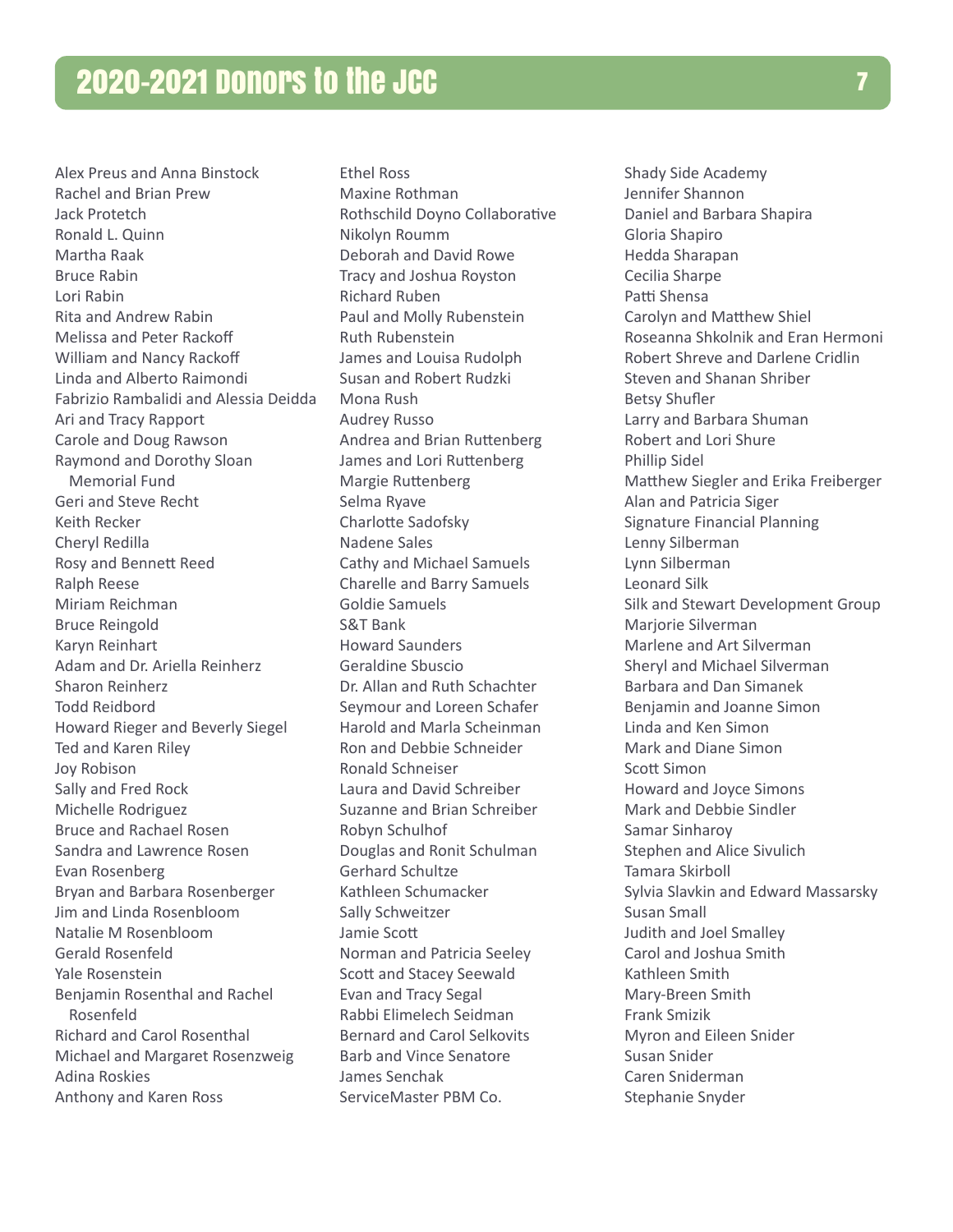# 2020-2021 Donors to the JCC

Alex Preus and Anna Binstock
Rachel and Brian Prew
Jack Protetch
Ronald L. Quinn
Martha Raak
Bruce Rabin
Lori Rabin
Rita and Andrew Rabin
Melissa and Peter Rackoff
William and Nancy Rackoff
Linda and Alberto Raimondi
Fabrizio Rambalidi and Alessia Deidda
Ari and Tracy Rapport
Carole and Doug Rawson
Raymond and Dorothy Sloan Memorial Fund
Geri and Steve Recht
Keith Recker
Cheryl Redilla
Rosy and Bennett Reed
Ralph Reese
Miriam Reichman
Bruce Reingold
Karyn Reinhart
Adam and Dr. Ariella Reinherz
Sharon Reinherz
Todd Reidbord
Howard Rieger and Beverly Siegel
Ted and Karen Riley
Joy Robison
Sally and Fred Rock
Michelle Rodriguez
Bruce and Rachael Rosen
Sandra and Lawrence Rosen
Evan Rosenberg
Bryan and Barbara Rosenberger
Jim and Linda Rosenbloom
Natalie M Rosenbloom
Gerald Rosenfeld
Yale Rosenstein
Benjamin Rosenthal and Rachel Rosenfeld
Richard and Carol Rosenthal
Michael and Margaret Rosenzweig
Adina Roskies
Anthony and Karen Ross
Ethel Ross
Maxine Rothman
Rothschild Doyno Collaborative
Nikolyn Roumm
Deborah and David Rowe
Tracy and Joshua Royston
Richard Ruben
Paul and Molly Rubenstein
Ruth Rubenstein
James and Louisa Rudolph
Susan and Robert Rudzki
Mona Rush
Audrey Russo
Andrea and Brian Ruttenberg
James and Lori Ruttenberg
Margie Ruttenberg
Selma Ryave
Charlotte Sadofsky
Nadene Sales
Cathy and Michael Samuels
Charelle and Barry Samuels
Goldie Samuels
S&T Bank
Howard Saunders
Geraldine Sbuscio
Dr. Allan and Ruth Schachter
Seymour and Loreen Schafer
Harold and Marla Scheinman
Ron and Debbie Schneider
Ronald Schneiser
Laura and David Schreiber
Suzanne and Brian Schreiber
Robyn Schulhof
Douglas and Ronit Schulman
Gerhard Schultze
Kathleen Schumacker
Sally Schweitzer
Jamie Scott
Norman and Patricia Seeley
Scott and Stacey Seewald
Evan and Tracy Segal
Rabbi Elimelech Seidman
Bernard and Carol Selkovits
Barb and Vince Senatore
James Senchak
ServiceMaster PBM Co.
Shady Side Academy
Jennifer Shannon
Daniel and Barbara Shapira
Gloria Shapiro
Hedda Sharapan
Cecilia Sharpe
Patti Shensa
Carolyn and Matthew Shiel
Roseanna Shkolnik and Eran Hermoni
Robert Shreve and Darlene Cridlin
Steven and Shanan Shriber
Betsy Shufler
Larry and Barbara Shuman
Robert and Lori Shure
Phillip Sidel
Matthew Siegler and Erika Freiberger
Alan and Patricia Siger
Signature Financial Planning
Lenny Silberman
Lynn Silberman
Leonard Silk
Silk and Stewart Development Group
Marjorie Silverman
Marlene and Art Silverman
Sheryl and Michael Silverman
Barbara and Dan Simanek
Benjamin and Joanne Simon
Linda and Ken Simon
Mark and Diane Simon
Scott Simon
Howard and Joyce Simons
Mark and Debbie Sindler
Samar Sinharoy
Stephen and Alice Sivulich
Tamara Skirboll
Sylvia Slavkin and Edward Massarsky
Susan Small
Judith and Joel Smalley
Carol and Joshua Smith
Kathleen Smith
Mary-Breen Smith
Frank Smizik
Myron and Eileen Snider
Susan Snider
Caren Sniderman
Stephanie Snyder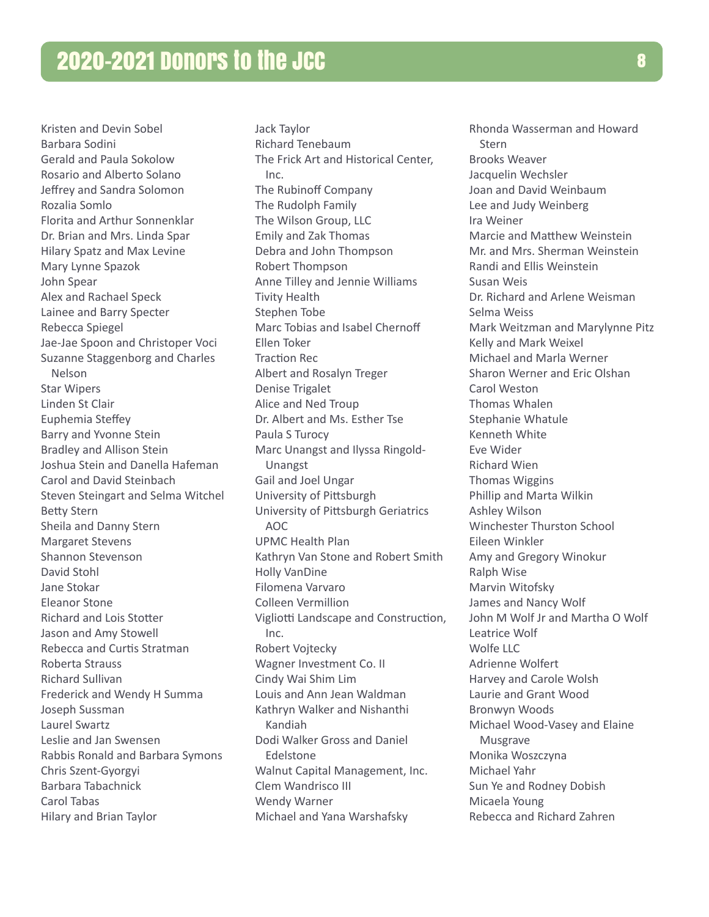# 2020-2021 Donors to the JCC

Kristen and Devin Sobel
Barbara Sodini
Gerald and Paula Sokolow
Rosario and Alberto Solano
Jeffrey and Sandra Solomon
Rozalia Somlo
Florita and Arthur Sonnenklar
Dr. Brian and Mrs. Linda Spar
Hilary Spatz and Max Levine
Mary Lynne Spazok
John Spear
Alex and Rachael Speck
Lainee and Barry Specter
Rebecca Spiegel
Jae-Jae Spoon and Christoper Voci
Suzanne Staggenborg and Charles Nelson
Star Wipers
Linden St Clair
Euphemia Steffey
Barry and Yvonne Stein
Bradley and Allison Stein
Joshua Stein and Danella Hafeman
Carol and David Steinbach
Steven Steingart and Selma Witchel
Betty Stern
Sheila and Danny Stern
Margaret Stevens
Shannon Stevenson
David Stohl
Jane Stokar
Eleanor Stone
Richard and Lois Stotter
Jason and Amy Stowell
Rebecca and Curtis Stratman
Roberta Strauss
Richard Sullivan
Frederick and Wendy H Summa
Joseph Sussman
Laurel Swartz
Leslie and Jan Swensen
Rabbis Ronald and Barbara Symons
Chris Szent-Gyorgyi
Barbara Tabachnick
Carol Tabas
Hilary and Brian Taylor
Jack Taylor
Richard Tenebaum
The Frick Art and Historical Center, Inc.
The Rubinoff Company
The Rudolph Family
The Wilson Group, LLC
Emily and Zak Thomas
Debra and John Thompson
Robert Thompson
Anne Tilley and Jennie Williams
Tivity Health
Stephen Tobe
Marc Tobias and Isabel Chernoff
Ellen Toker
Traction Rec
Albert and Rosalyn Treger
Denise Trigalet
Alice and Ned Troup
Dr. Albert and Ms. Esther Tse
Paula S Turocy
Marc Unangst and Ilyssa Ringold-Unangst
Gail and Joel Ungar
University of Pittsburgh
University of Pittsburgh Geriatrics AOC
UPMC Health Plan
Kathryn Van Stone and Robert Smith
Holly VanDine
Filomena Varvaro
Colleen Vermillion
Vigliotti Landscape and Construction, Inc.
Robert Vojtecky
Wagner Investment Co. II
Cindy Wai Shim Lim
Louis and Ann Jean Waldman
Kathryn Walker and Nishanthi Kandiah
Dodi Walker Gross and Daniel Edelstone
Walnut Capital Management, Inc.
Clem Wandrisco III
Wendy Warner
Michael and Yana Warshafsky
Rhonda Wasserman and Howard Stern
Brooks Weaver
Jacquelin Wechsler
Joan and David Weinbaum
Lee and Judy Weinberg
Ira Weiner
Marcie and Matthew Weinstein
Mr. and Mrs. Sherman Weinstein
Randi and Ellis Weinstein
Susan Weis
Dr. Richard and Arlene Weisman
Selma Weiss
Mark Weitzman and Marylynne Pitz
Kelly and Mark Weixel
Michael and Marla Werner
Sharon Werner and Eric Olshan
Carol Weston
Thomas Whalen
Stephanie Whatule
Kenneth White
Eve Wider
Richard Wien
Thomas Wiggins
Phillip and Marta Wilkin
Ashley Wilson
Winchester Thurston School
Eileen Winkler
Amy and Gregory Winokur
Ralph Wise
Marvin Witofsky
James and Nancy Wolf
John M Wolf Jr and Martha O Wolf
Leatrice Wolf
Wolfe LLC
Adrienne Wolfert
Harvey and Carole Wolsh
Laurie and Grant Wood
Bronwyn Woods
Michael Wood-Vasey and Elaine Musgrave
Monika Woszczyna
Michael Yahr
Sun Ye and Rodney Dobish
Micaela Young
Rebecca and Richard Zahren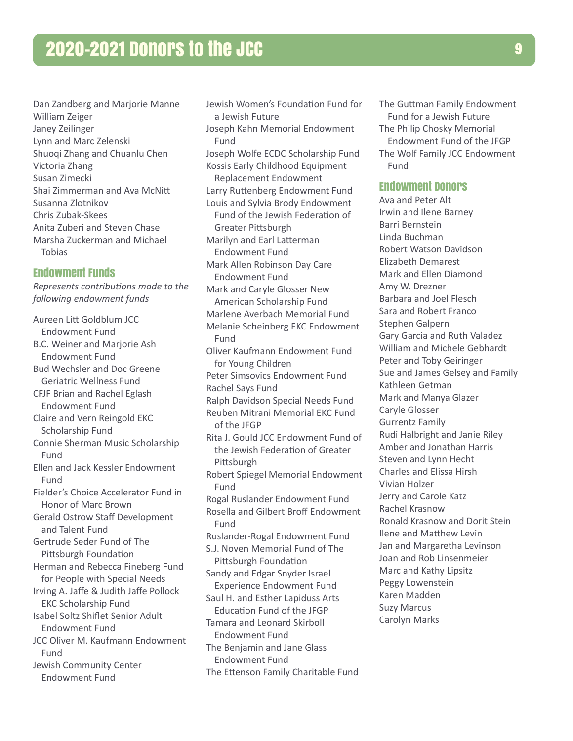Dan Zandberg and Marjorie Manne
William Zeiger
Janey Zeilinger
Lynn and Marc Zelenski
Shuoqi Zhang and Chuanlu Chen
Victoria Zhang
Susan Zimecki
Shai Zimmerman and Ava McNitt
Susanna Zlotnikov
Chris Zubak-Skees
Anita Zuberi and Steven Chase
Marsha Zuckerman and Michael Tobias

## Endowment Funds

*Represents contributions made to the following endowment funds*

Aureen Litt Goldblum JCC Endowment Fund
B.C. Weiner and Marjorie Ash Endowment Fund
Bud Wechsler and Doc Greene Geriatric Wellness Fund
CFJF Brian and Rachel Eglash Endowment Fund
Claire and Vern Reingold EKC Scholarship Fund
Connie Sherman Music Scholarship Fund
Ellen and Jack Kessler Endowment Fund
Fielder's Choice Accelerator Fund in Honor of Marc Brown
Gerald Ostrow Staff Development and Talent Fund
Gertrude Seder Fund of The Pittsburgh Foundation
Herman and Rebecca Fineberg Fund for People with Special Needs
Irving A. Jaffe & Judith Jaffe Pollock EKC Scholarship Fund
Isabel Soltz Shiflet Senior Adult Endowment Fund
JCC Oliver M. Kaufmann Endowment Fund
Jewish Community Center Endowment Fund
Jewish Women's Foundation Fund for a Jewish Future
Joseph Kahn Memorial Endowment Fund
Joseph Wolfe ECDC Scholarship Fund
Kossis Early Childhood Equipment Replacement Endowment
Larry Ruttenberg Endowment Fund
Louis and Sylvia Brody Endowment Fund of the Jewish Federation of Greater Pittsburgh
Marilyn and Earl Latterman Endowment Fund
Mark Allen Robinson Day Care Endowment Fund
Mark and Caryle Glosser New American Scholarship Fund
Marlene Averbach Memorial Fund
Melanie Scheinberg EKC Endowment Fund
Oliver Kaufmann Endowment Fund for Young Children
Peter Simsovics Endowment Fund
Rachel Says Fund
Ralph Davidson Special Needs Fund
Reuben Mitrani Memorial EKC Fund of the JFGP
Rita J. Gould JCC Endowment Fund of the Jewish Federation of Greater Pittsburgh
Robert Spiegel Memorial Endowment Fund
Rogal Ruslander Endowment Fund
Rosella and Gilbert Broff Endowment Fund
Ruslander-Rogal Endowment Fund
S.J. Noven Memorial Fund of The Pittsburgh Foundation
Sandy and Edgar Snyder Israel Experience Endowment Fund
Saul H. and Esther Lapiduss Arts Education Fund of the JFGP
Tamara and Leonard Skirboll Endowment Fund
The Benjamin and Jane Glass Endowment Fund
The Ettenson Family Charitable Fund
The Guttman Family Endowment Fund for a Jewish Future
The Philip Chosky Memorial Endowment Fund of the JFGP
The Wolf Family JCC Endowment Fund

## Endowment Donors

Ava and Peter Alt
Irwin and Ilene Barney
Barri Bernstein
Linda Buchman
Robert Watson Davidson
Elizabeth Demarest
Mark and Ellen Diamond
Amy W. Drezner
Barbara and Joel Flesch
Sara and Robert Franco
Stephen Galpern
Gary Garcia and Ruth Valadez
William and Michele Gebhardt
Peter and Toby Geiringer
Sue and James Gelsey and Family
Kathleen Getman
Mark and Manya Glazer
Caryle Glosser
Gurrentz Family
Rudi Halbright and Janie Riley
Amber and Jonathan Harris
Steven and Lynn Hecht
Charles and Elissa Hirsh
Vivian Holzer
Jerry and Carole Katz
Rachel Krasnow
Ronald Krasnow and Dorit Stein
Ilene and Matthew Levin
Jan and Margaretha Levinson
Joan and Rob Linsenmeier
Marc and Kathy Lipsitz
Peggy Lowenstein
Karen Madden
Suzy Marcus
Carolyn Marks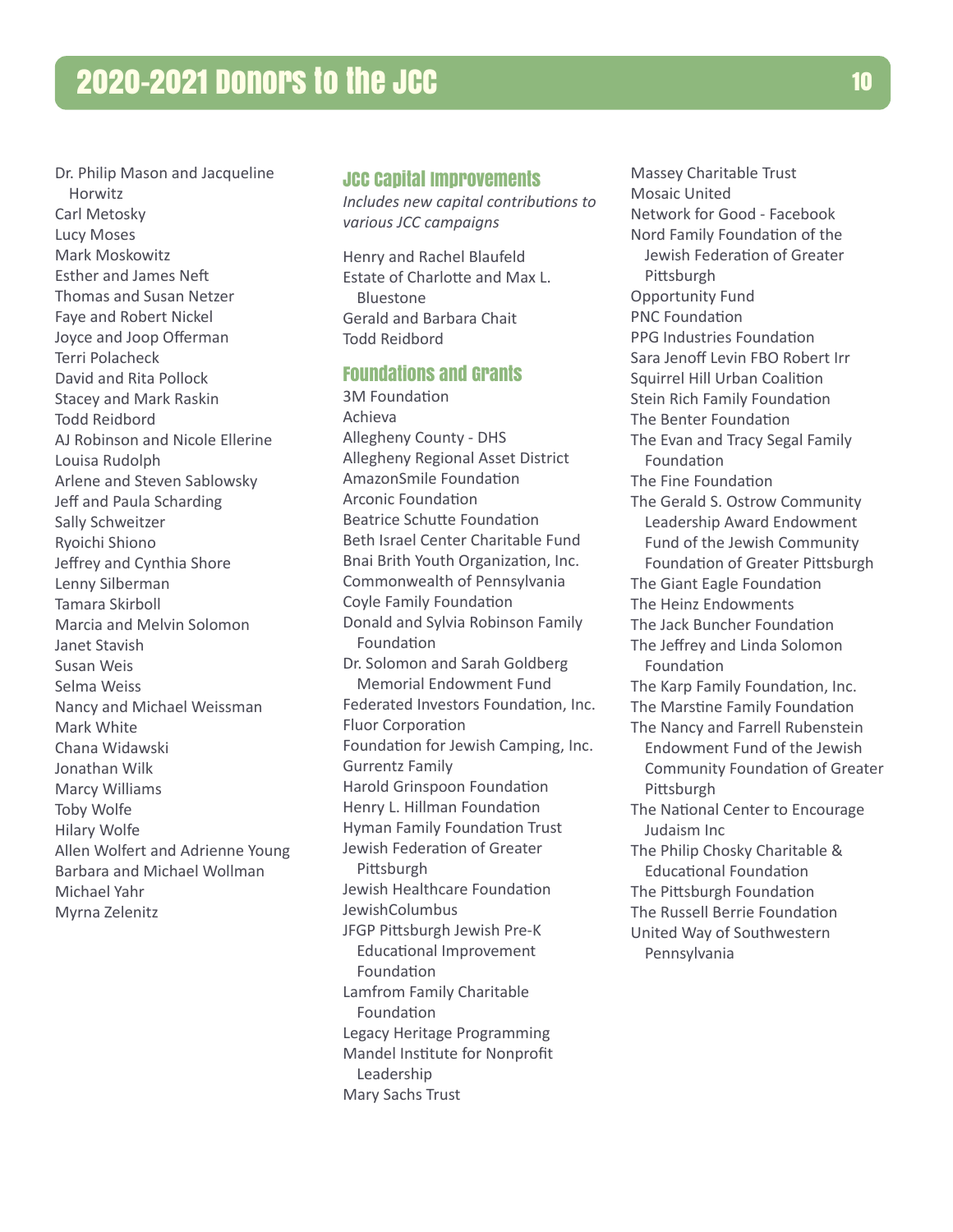# 2020-2021 Donors to the JCC

Dr. Philip Mason and Jacqueline Horwitz
Carl Metosky
Lucy Moses
Mark Moskowitz
Esther and James Neft
Thomas and Susan Netzer
Faye and Robert Nickel
Joyce and Joop Offerman
Terri Polacheck
David and Rita Pollock
Stacey and Mark Raskin
Todd Reidbord
AJ Robinson and Nicole Ellerine
Louisa Rudolph
Arlene and Steven Sablowsky
Jeff and Paula Scharding
Sally Schweitzer
Ryoichi Shiono
Jeffrey and Cynthia Shore
Lenny Silberman
Tamara Skirboll
Marcia and Melvin Solomon
Janet Stavish
Susan Weis
Selma Weiss
Nancy and Michael Weissman
Mark White
Chana Widawski
Jonathan Wilk
Marcy Williams
Toby Wolfe
Hilary Wolfe
Allen Wolfert and Adrienne Young
Barbara and Michael Wollman
Michael Yahr
Myrna Zelenitz

## JCC Capital Improvements

*Includes new capital contributions to various JCC campaigns*

Henry and Rachel Blaufeld
Estate of Charlotte and Max L. Bluestone
Gerald and Barbara Chait
Todd Reidbord

## Foundations and Grants

3M Foundation
Achieva
Allegheny County - DHS
Allegheny Regional Asset District
AmazonSmile Foundation
Arconic Foundation
Beatrice Schutte Foundation
Beth Israel Center Charitable Fund
Bnai Brith Youth Organization, Inc.
Commonwealth of Pennsylvania
Coyle Family Foundation
Donald and Sylvia Robinson Family Foundation
Dr. Solomon and Sarah Goldberg Memorial Endowment Fund
Federated Investors Foundation, Inc.
Fluor Corporation
Foundation for Jewish Camping, Inc.
Gurrentz Family
Harold Grinspoon Foundation
Henry L. Hillman Foundation
Hyman Family Foundation Trust
Jewish Federation of Greater Pittsburgh
Jewish Healthcare Foundation
JewishColumbus
JFGP Pittsburgh Jewish Pre-K Educational Improvement Foundation
Lamfrom Family Charitable Foundation
Legacy Heritage Programming
Mandel Institute for Nonprofit Leadership
Mary Sachs Trust
Massey Charitable Trust
Mosaic United
Network for Good - Facebook
Nord Family Foundation of the Jewish Federation of Greater Pittsburgh
Opportunity Fund
PNC Foundation
PPG Industries Foundation
Sara Jenoff Levin FBO Robert Irr
Squirrel Hill Urban Coalition
Stein Rich Family Foundation
The Benter Foundation
The Evan and Tracy Segal Family Foundation
The Fine Foundation
The Gerald S. Ostrow Community Leadership Award Endowment Fund of the Jewish Community Foundation of Greater Pittsburgh
The Giant Eagle Foundation
The Heinz Endowments
The Jack Buncher Foundation
The Jeffrey and Linda Solomon Foundation
The Karp Family Foundation, Inc.
The Marstine Family Foundation
The Nancy and Farrell Rubenstein Endowment Fund of the Jewish Community Foundation of Greater Pittsburgh
The National Center to Encourage Judaism Inc
The Philip Chosky Charitable & Educational Foundation
The Pittsburgh Foundation
The Russell Berrie Foundation
United Way of Southwestern Pennsylvania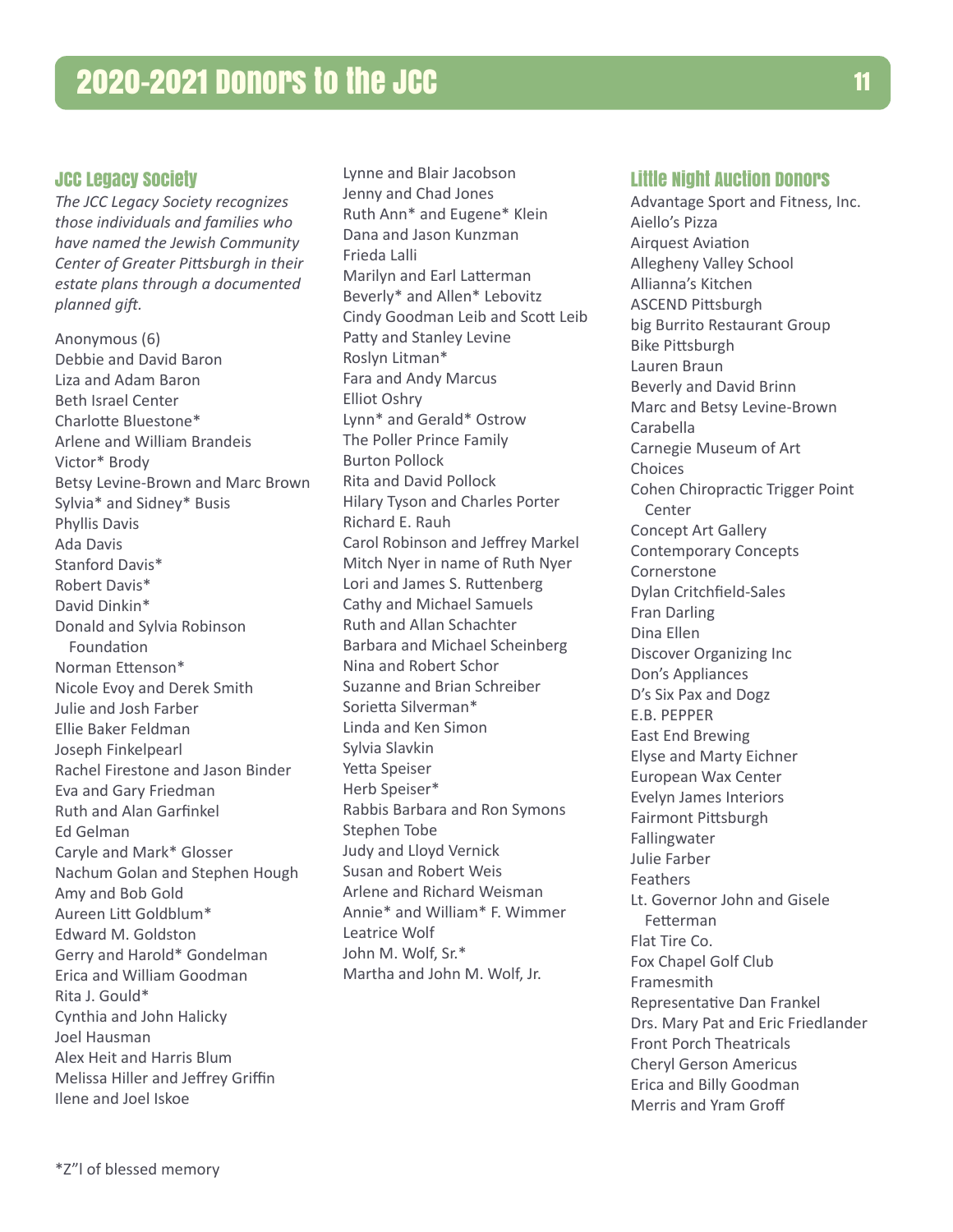# 2020-2021 Donors to the JCC

## JCC Legacy Society

*The JCC Legacy Society recognizes those individuals and families who have named the Jewish Community Center of Greater Pittsburgh in their estate plans through a documented planned gift.*

Anonymous (6)
Debbie and David Baron
Liza and Adam Baron
Beth Israel Center
Charlotte Bluestone*
Arlene and William Brandeis
Victor* Brody
Betsy Levine-Brown and Marc Brown
Sylvia* and Sidney* Busis
Phyllis Davis
Ada Davis
Stanford Davis*
Robert Davis*
David Dinkin*
Donald and Sylvia Robinson Foundation
Norman Ettenson*
Nicole Evoy and Derek Smith
Julie and Josh Farber
Ellie Baker Feldman
Joseph Finkelpearl
Rachel Firestone and Jason Binder
Eva and Gary Friedman
Ruth and Alan Garfinkel
Ed Gelman
Caryle and Mark* Glosser
Nachum Golan and Stephen Hough
Amy and Bob Gold
Aureen Litt Goldblum*
Edward M. Goldston
Gerry and Harold* Gondelman
Erica and William Goodman
Rita J. Gould*
Cynthia and John Halicky
Joel Hausman
Alex Heit and Harris Blum
Melissa Hiller and Jeffrey Griffin
Ilene and Joel Iskoe
Lynne and Blair Jacobson
Jenny and Chad Jones
Ruth Ann* and Eugene* Klein
Dana and Jason Kunzman
Frieda Lalli
Marilyn and Earl Latterman
Beverly* and Allen* Lebovitz
Cindy Goodman Leib and Scott Leib
Patty and Stanley Levine
Roslyn Litman*
Fara and Andy Marcus
Elliot Oshry
Lynn* and Gerald* Ostrow
The Poller Prince Family
Burton Pollock
Rita and David Pollock
Hilary Tyson and Charles Porter
Richard E. Rauh
Carol Robinson and Jeffrey Markel
Mitch Nyer in name of Ruth Nyer
Lori and James S. Ruttenberg
Cathy and Michael Samuels
Ruth and Allan Schachter
Barbara and Michael Scheinberg
Nina and Robert Schor
Suzanne and Brian Schreiber
Sorietta Silverman*
Linda and Ken Simon
Sylvia Slavkin
Yetta Speiser
Herb Speiser*
Rabbis Barbara and Ron Symons
Stephen Tobe
Judy and Lloyd Vernick
Susan and Robert Weis
Arlene and Richard Weisman
Annie* and William* F. Wimmer
Leatrice Wolf
John M. Wolf, Sr.*
Martha and John M. Wolf, Jr.

## Little Night Auction Donors

Advantage Sport and Fitness, Inc.
Aiello's Pizza
Airquest Aviation
Allegheny Valley School
Allianna's Kitchen
ASCEND Pittsburgh
big Burrito Restaurant Group
Bike Pittsburgh
Lauren Braun
Beverly and David Brinn
Marc and Betsy Levine-Brown
Carabella
Carnegie Museum of Art
Choices
Cohen Chiropractic Trigger Point Center
Concept Art Gallery
Contemporary Concepts
Cornerstone
Dylan Critchfield-Sales
Fran Darling
Dina Ellen
Discover Organizing Inc
Don's Appliances
D's Six Pax and Dogz
E.B. PEPPER
East End Brewing
Elyse and Marty Eichner
European Wax Center
Evelyn James Interiors
Fairmont Pittsburgh
Fallingwater
Julie Farber
Feathers
Lt. Governor John and Gisele Fetterman
Flat Tire Co.
Fox Chapel Golf Club
Framesmith
Representative Dan Frankel
Drs. Mary Pat and Eric Friedlander
Front Porch Theatricals
Cheryl Gerson Americus
Erica and Billy Goodman
Merris and Yram Groff

*Z"l of blessed memory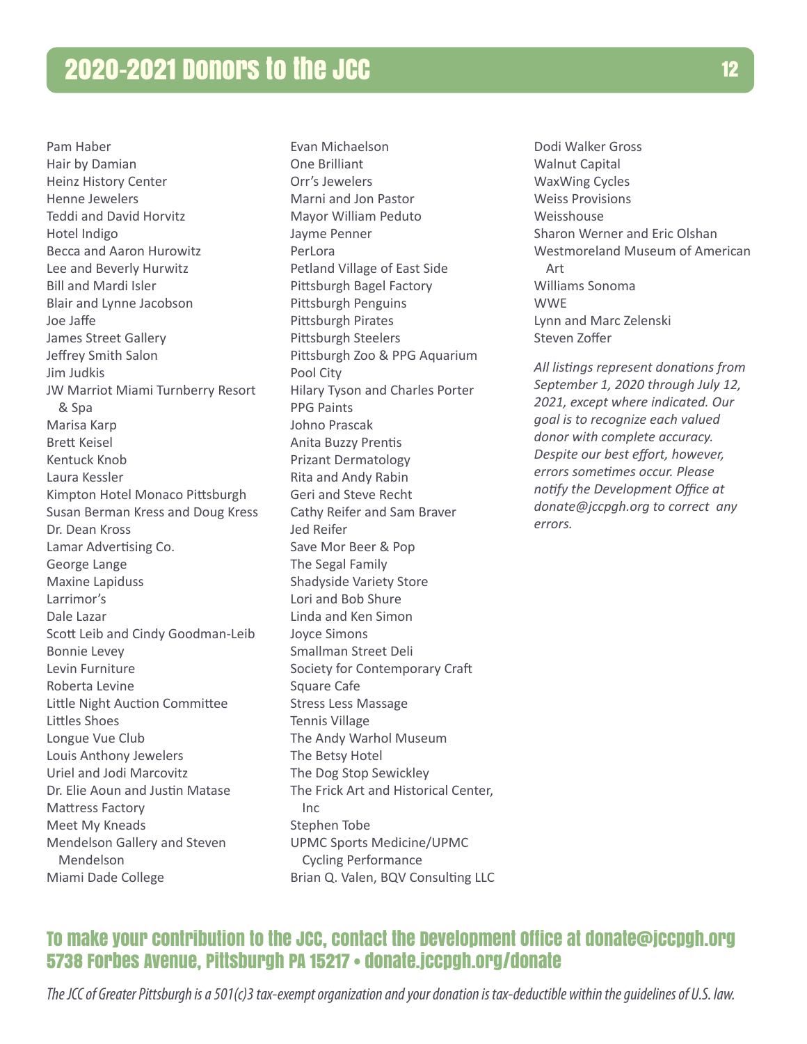# 2020-2021 Donors to the JCC

Pam Haber
Hair by Damian
Heinz History Center
Henne Jewelers
Teddi and David Horvitz
Hotel Indigo
Becca and Aaron Hurowitz
Lee and Beverly Hurwitz
Bill and Mardi Isler
Blair and Lynne Jacobson
Joe Jaffe
James Street Gallery
Jeffrey Smith Salon
Jim Judkis
JW Marriot Miami Turnberry Resort & Spa
Marisa Karp
Brett Keisel
Kentuck Knob
Laura Kessler
Kimpton Hotel Monaco Pittsburgh
Susan Berman Kress and Doug Kress
Dr. Dean Kross
Lamar Advertising Co.
George Lange
Maxine Lapiduss
Larrimor's
Dale Lazar
Scott Leib and Cindy Goodman-Leib
Bonnie Levey
Levin Furniture
Roberta Levine
Little Night Auction Committee
Littles Shoes
Longue Vue Club
Louis Anthony Jewelers
Uriel and Jodi Marcovitz
Dr. Elie Aoun and Justin Matase
Mattress Factory
Meet My Kneads
Mendelson Gallery and Steven Mendelson
Miami Dade College
Evan Michaelson
One Brilliant
Orr's Jewelers
Marni and Jon Pastor
Mayor William Peduto
Jayme Penner
PerLora
Petland Village of East Side
Pittsburgh Bagel Factory
Pittsburgh Penguins
Pittsburgh Pirates
Pittsburgh Steelers
Pittsburgh Zoo & PPG Aquarium
Pool City
Hilary Tyson and Charles Porter
PPG Paints
Johno Prascak
Anita Buzzy Prentis
Prizant Dermatology
Rita and Andy Rabin
Geri and Steve Recht
Cathy Reifer and Sam Braver
Jed Reifer
Save Mor Beer & Pop
The Segal Family
Shadyside Variety Store
Lori and Bob Shure
Linda and Ken Simon
Joyce Simons
Smallman Street Deli
Society for Contemporary Craft
Square Cafe
Stress Less Massage
Tennis Village
The Andy Warhol Museum
The Betsy Hotel
The Dog Stop Sewickley
The Frick Art and Historical Center, Inc
Stephen Tobe
UPMC Sports Medicine/UPMC Cycling Performance
Brian Q. Valen, BQV Consulting LLC
Dodi Walker Gross
Walnut Capital
WaxWing Cycles
Weiss Provisions
Weisshouse
Sharon Werner and Eric Olshan
Westmoreland Museum of American Art
Williams Sonoma
WWE
Lynn and Marc Zelenski
Steven Zoffer

*All listings represent donations from September 1, 2020 through July 12, 2021, except where indicated. Our goal is to recognize each valued donor with complete accuracy. Despite our best effort, however, errors sometimes occur. Please notify the Development Office at donate@jccpgh.org to correct any errors.*

**To make your contribution to the JCC, contact the Development Office at donate@jccpgh.org**
**5738 Forbes Avenue, Pittsburgh PA 15217 • donate.jccpgh.org/donate**

*The JCC of Greater Pittsburgh is a 501(c)3 tax-exempt organization and your donation is tax-deductible within the guidelines of U.S. law.*